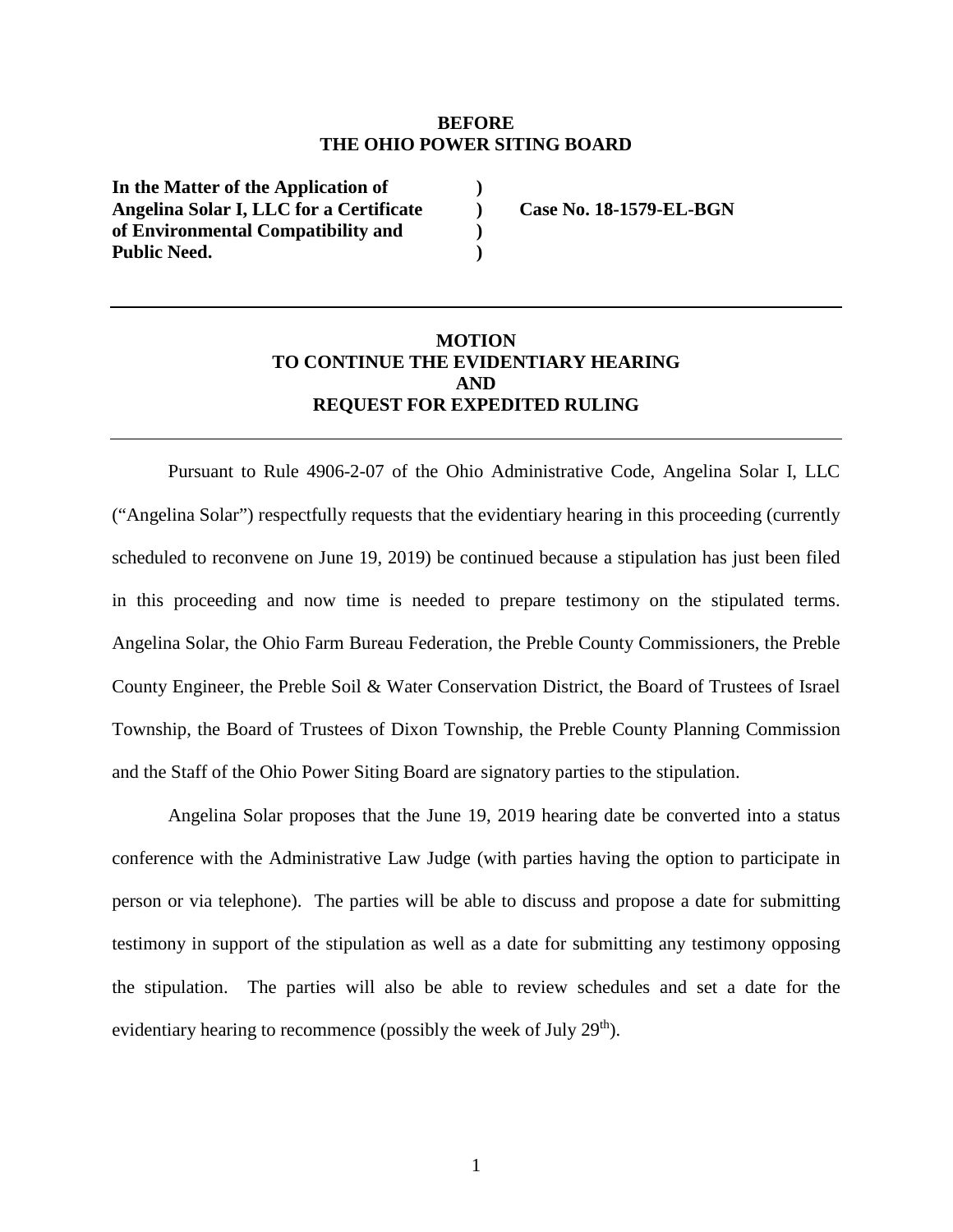**BEFORE**
**THE OHIO POWER SITING BOARD**

| | | |
|---|---|---|
| **In the Matter of the Application of** | **)** | |
| **Angelina Solar I, LLC for a Certificate** | **)** | **Case No. 18-1579-EL-BGN** |
| **of Environmental Compatibility and** | **)** | |
| **Public Need.** | **)** | |

---

**MOTION**
**TO CONTINUE THE EVIDENTIARY HEARING**
**AND**
**REQUEST FOR EXPEDITED RULING**

---

Pursuant to Rule 4906-2-07 of the Ohio Administrative Code, Angelina Solar I, LLC ("Angelina Solar") respectfully requests that the evidentiary hearing in this proceeding (currently scheduled to reconvene on June 19, 2019) be continued because a stipulation has just been filed in this proceeding and now time is needed to prepare testimony on the stipulated terms. Angelina Solar, the Ohio Farm Bureau Federation, the Preble County Commissioners, the Preble County Engineer, the Preble Soil & Water Conservation District, the Board of Trustees of Israel Township, the Board of Trustees of Dixon Township, the Preble County Planning Commission and the Staff of the Ohio Power Siting Board are signatory parties to the stipulation.

Angelina Solar proposes that the June 19, 2019 hearing date be converted into a status conference with the Administrative Law Judge (with parties having the option to participate in person or via telephone). The parties will be able to discuss and propose a date for submitting testimony in support of the stipulation as well as a date for submitting any testimony opposing the stipulation. The parties will also be able to review schedules and set a date for the evidentiary hearing to recommence (possibly the week of July 29th).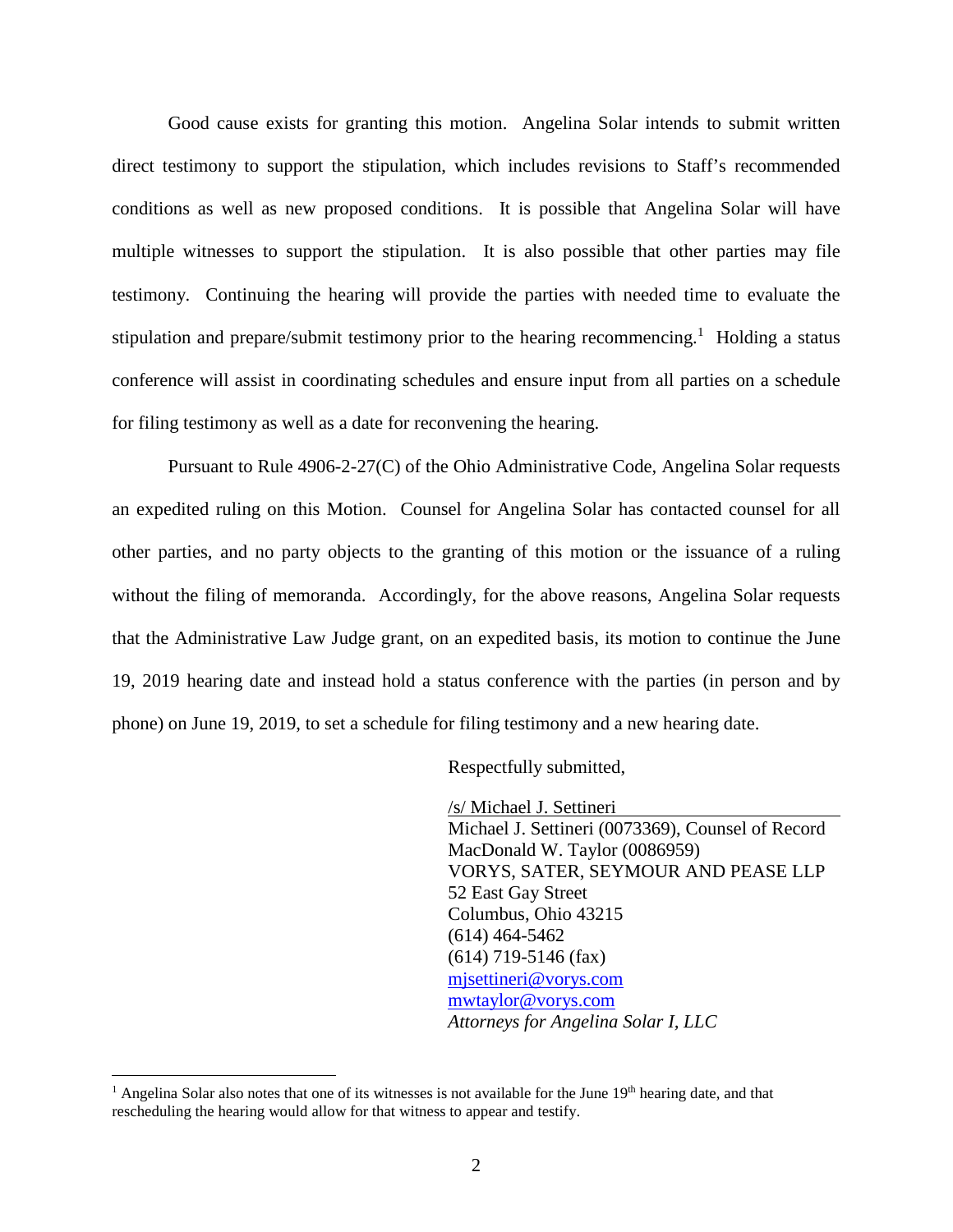Good cause exists for granting this motion. Angelina Solar intends to submit written direct testimony to support the stipulation, which includes revisions to Staff's recommended conditions as well as new proposed conditions. It is possible that Angelina Solar will have multiple witnesses to support the stipulation. It is also possible that other parties may file testimony. Continuing the hearing will provide the parties with needed time to evaluate the stipulation and prepare/submit testimony prior to the hearing recommencing.[1] Holding a status conference will assist in coordinating schedules and ensure input from all parties on a schedule for filing testimony as well as a date for reconvening the hearing.

Pursuant to Rule 4906-2-27(C) of the Ohio Administrative Code, Angelina Solar requests an expedited ruling on this Motion. Counsel for Angelina Solar has contacted counsel for all other parties, and no party objects to the granting of this motion or the issuance of a ruling without the filing of memoranda. Accordingly, for the above reasons, Angelina Solar requests that the Administrative Law Judge grant, on an expedited basis, its motion to continue the June 19, 2019 hearing date and instead hold a status conference with the parties (in person and by phone) on June 19, 2019, to set a schedule for filing testimony and a new hearing date.

Respectfully submitted,

/s/ Michael J. Settineri
Michael J. Settineri (0073369), Counsel of Record
MacDonald W. Taylor (0086959)
VORYS, SATER, SEYMOUR AND PEASE LLP
52 East Gay Street
Columbus, Ohio 43215
(614) 464-5462
(614) 719-5146 (fax)
mjsettineri@vorys.com
mwtaylor@vorys.com
*Attorneys for Angelina Solar I, LLC*

---

[1] Angelina Solar also notes that one of its witnesses is not available for the June 19th hearing date, and that rescheduling the hearing would allow for that witness to appear and testify.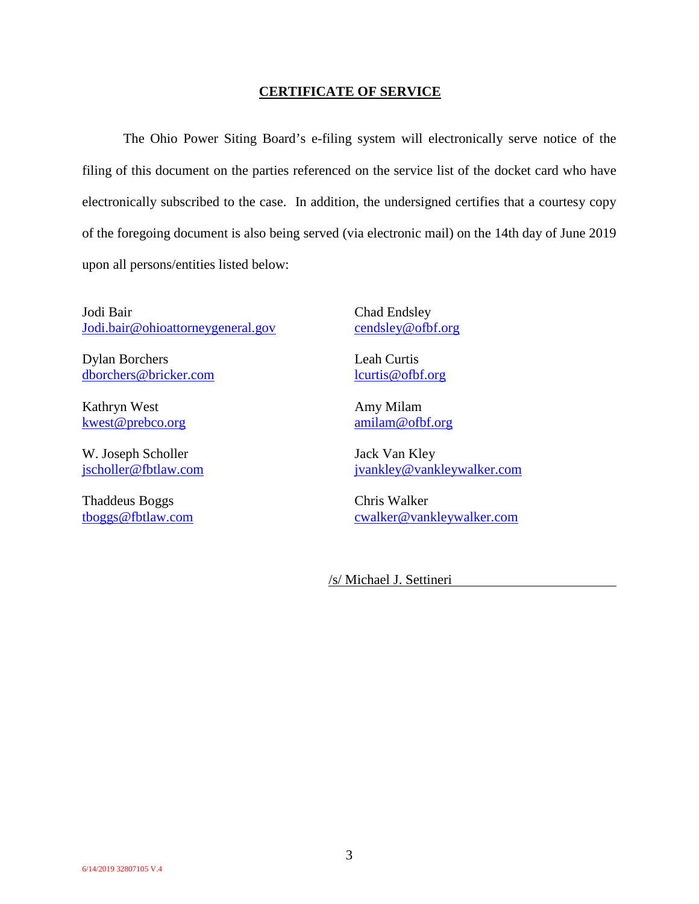## CERTIFICATE OF SERVICE

The Ohio Power Siting Board's e-filing system will electronically serve notice of the filing of this document on the parties referenced on the service list of the docket card who have electronically subscribed to the case. In addition, the undersigned certifies that a courtesy copy of the foregoing document is also being served (via electronic mail) on the 14th day of June 2019 upon all persons/entities listed below:

Jodi Bair
Jodi.bair@ohioattorneygeneral.gov

Dylan Borchers
dborchers@bricker.com

Kathryn West
kwest@prebco.org

W. Joseph Scholler
jscholler@fbtlaw.com

Thaddeus Boggs
tboggs@fbtlaw.com

Chad Endsley
cendsley@ofbf.org

Leah Curtis
lcurtis@ofbf.org

Amy Milam
amilam@ofbf.org

Jack Van Kley
jvankley@vankleywalker.com

Chris Walker
cwalker@vankleywalker.com

/s/ Michael J. Settineri

6/14/2019 32807105 V.4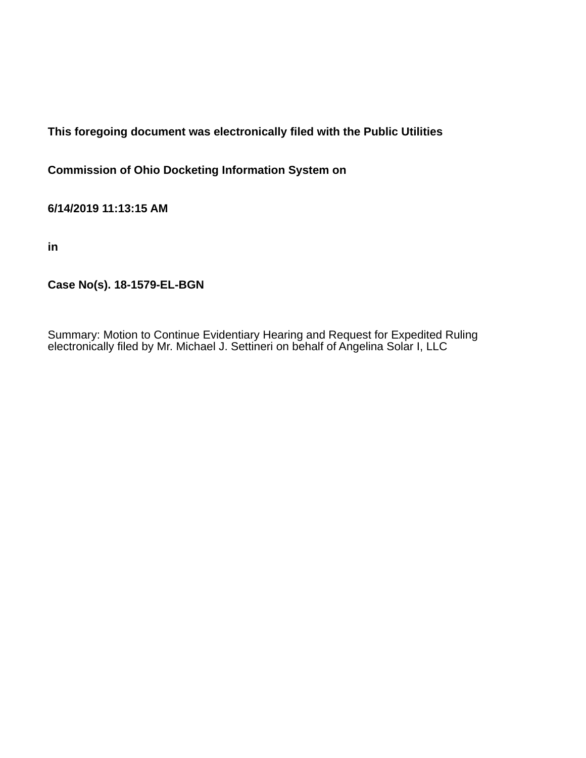**This foregoing document was electronically filed with the Public Utilities**

**Commission of Ohio Docketing Information System on**

**6/14/2019 11:13:15 AM**

**in**

**Case No(s). 18-1579-EL-BGN**

Summary: Motion to Continue Evidentiary Hearing and Request for Expedited Ruling electronically filed by Mr. Michael J. Settineri on behalf of Angelina Solar I, LLC